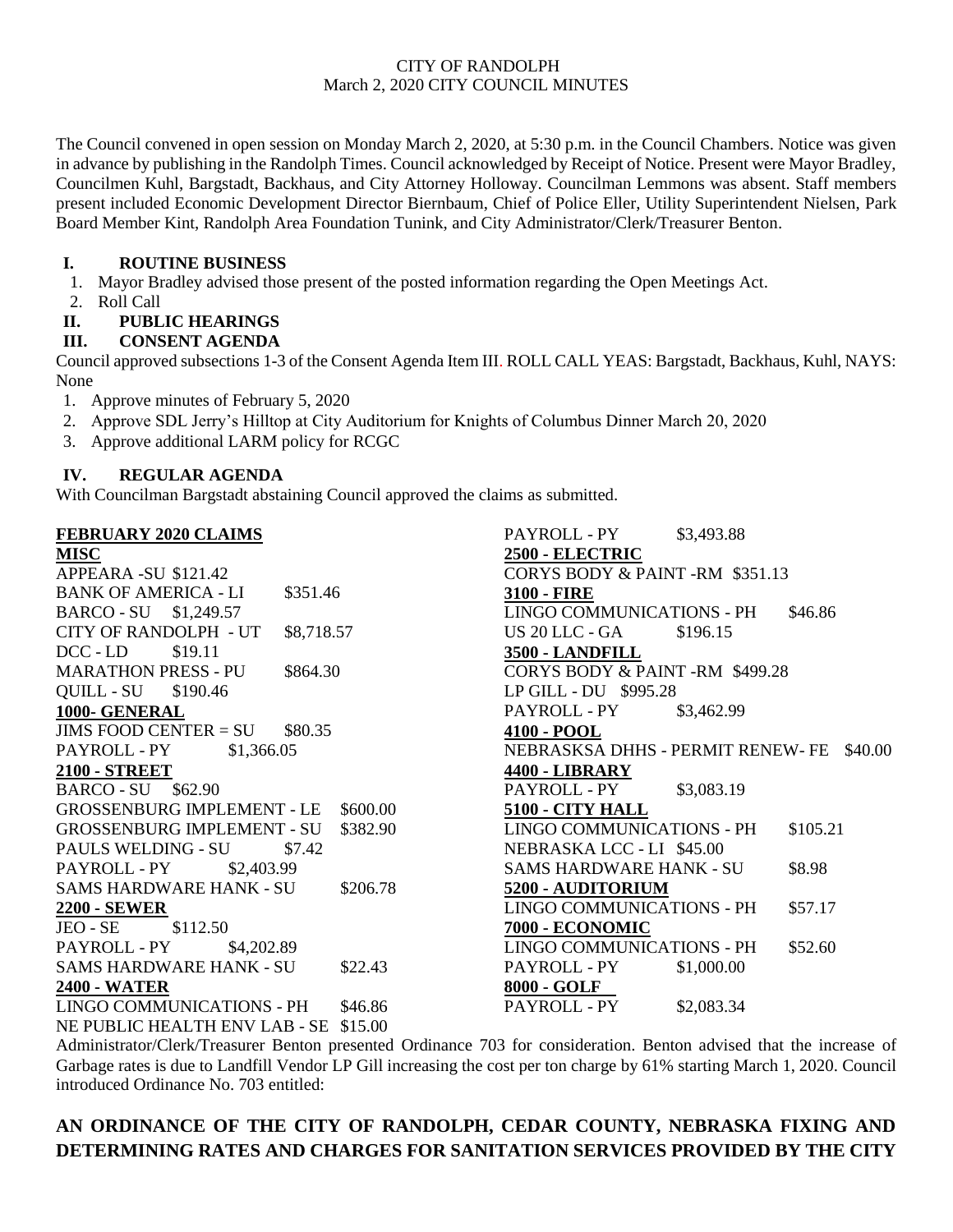CITY OF RANDOLPH
March 2, 2020 CITY COUNCIL MINUTES

The Council convened in open session on Monday March 2, 2020, at 5:30 p.m. in the Council Chambers. Notice was given in advance by publishing in the Randolph Times. Council acknowledged by Receipt of Notice. Present were Mayor Bradley, Councilmen Kuhl, Bargstadt, Backhaus, and City Attorney Holloway. Councilman Lemmons was absent. Staff members present included Economic Development Director Biernbaum, Chief of Police Eller, Utility Superintendent Nielsen, Park Board Member Kint, Randolph Area Foundation Tunink, and City Administrator/Clerk/Treasurer Benton.

## I. ROUTINE BUSINESS

1. Mayor Bradley advised those present of the posted information regarding the Open Meetings Act.
2. Roll Call

## II. PUBLIC HEARINGS

## III. CONSENT AGENDA

Council approved subsections 1-3 of the Consent Agenda Item III. ROLL CALL YEAS: Bargstadt, Backhaus, Kuhl, NAYS: None

1. Approve minutes of February 5, 2020
2. Approve SDL Jerry's Hilltop at City Auditorium for Knights of Columbus Dinner March 20, 2020
3. Approve additional LARM policy for RCGC

## IV. REGULAR AGENDA

With Councilman Bargstadt abstaining Council approved the claims as submitted.

**FEBRUARY 2020 CLAIMS**

**MISC**
APPEARA -SU $121.42
BANK OF AMERICA - LI $351.46
BARCO - SU $1,249.57
CITY OF RANDOLPH - UT $8,718.57
DCC - LD $19.11
MARATHON PRESS - PU $864.30
QUILL - SU $190.46

**1000- GENERAL**
JIMS FOOD CENTER = SU $80.35
PAYROLL - PY $1,366.05

**2100 - STREET**
BARCO - SU $62.90
GROSSENBURG IMPLEMENT - LE $600.00
GROSSENBURG IMPLEMENT - SU $382.90
PAULS WELDING - SU $7.42
PAYROLL - PY $2,403.99
SAMS HARDWARE HANK - SU $206.78

**2200 - SEWER**
JEO - SE $112.50
PAYROLL - PY $4,202.89
SAMS HARDWARE HANK - SU $22.43

**2400 - WATER**
LINGO COMMUNICATIONS - PH $46.86
NE PUBLIC HEALTH ENV LAB - SE $15.00
PAYROLL - PY $3,493.88

**2500 - ELECTRIC**
CORYS BODY & PAINT -RM $351.13

**3100 - FIRE**
LINGO COMMUNICATIONS - PH $46.86
US 20 LLC - GA $196.15

**3500 - LANDFILL**
CORYS BODY & PAINT -RM $499.28
LP GILL - DU $995.28
PAYROLL - PY $3,462.99

**4100 - POOL**
NEBRASKSA DHHS - PERMIT RENEW- FE $40.00

**4400 - LIBRARY**
PAYROLL - PY $3,083.19

**5100 - CITY HALL**
LINGO COMMUNICATIONS - PH $105.21
NEBRASKA LCC - LI $45.00
SAMS HARDWARE HANK - SU $8.98

**5200 - AUDITORIUM**
LINGO COMMUNICATIONS - PH $57.17

**7000 - ECONOMIC**
LINGO COMMUNICATIONS - PH $52.60
PAYROLL - PY $1,000.00

**8000 - GOLF**
PAYROLL - PY $2,083.34

Administrator/Clerk/Treasurer Benton presented Ordinance 703 for consideration. Benton advised that the increase of Garbage rates is due to Landfill Vendor LP Gill increasing the cost per ton charge by 61% starting March 1, 2020. Council introduced Ordinance No. 703 entitled:

**AN ORDINANCE OF THE CITY OF RANDOLPH, CEDAR COUNTY, NEBRASKA FIXING AND DETERMINING RATES AND CHARGES FOR SANITATION SERVICES PROVIDED BY THE CITY**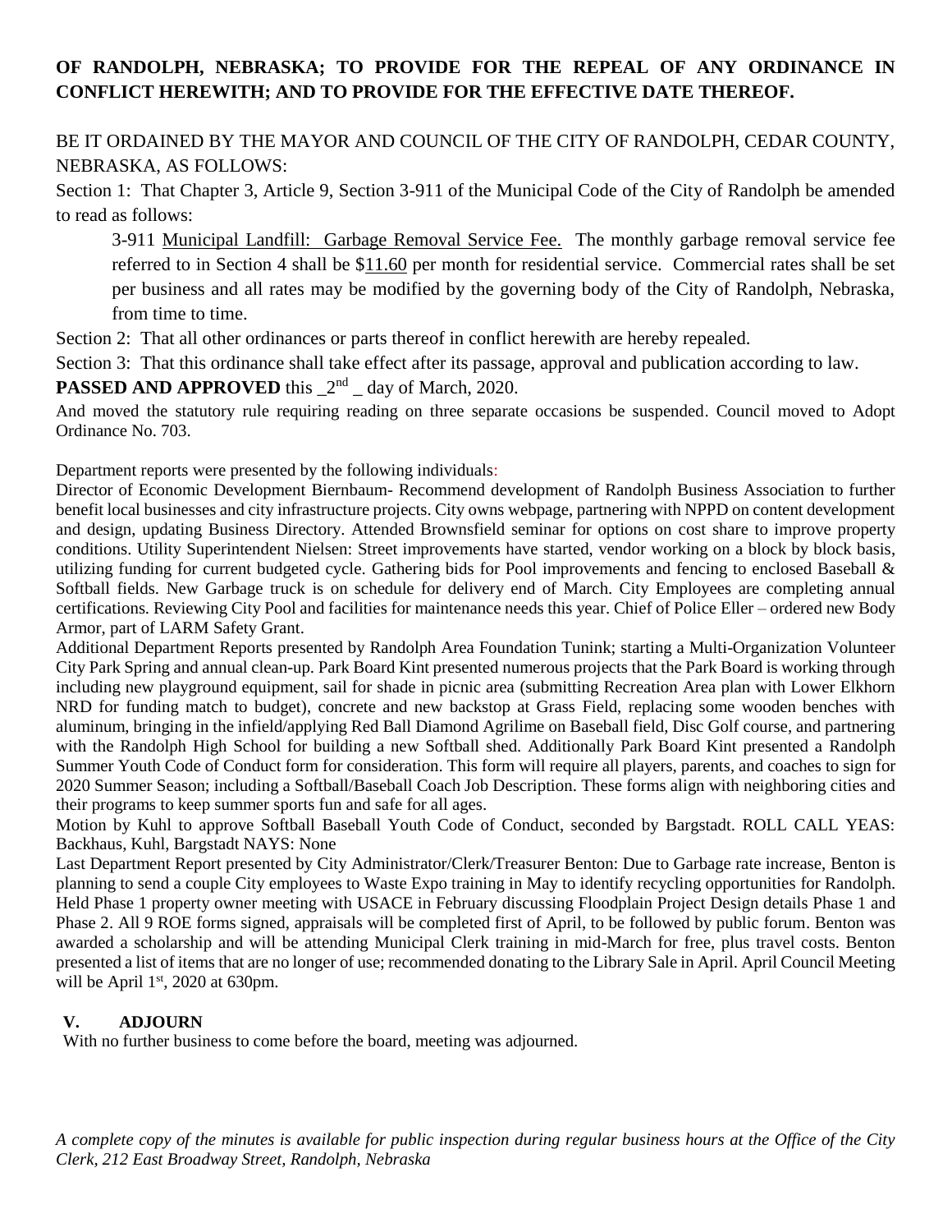**OF RANDOLPH, NEBRASKA; TO PROVIDE FOR THE REPEAL OF ANY ORDINANCE IN CONFLICT HEREWITH; AND TO PROVIDE FOR THE EFFECTIVE DATE THEREOF.**

BE IT ORDAINED BY THE MAYOR AND COUNCIL OF THE CITY OF RANDOLPH, CEDAR COUNTY, NEBRASKA, AS FOLLOWS:

Section 1: That Chapter 3, Article 9, Section 3-911 of the Municipal Code of the City of Randolph be amended to read as follows:

> 3-911 Municipal Landfill: Garbage Removal Service Fee. The monthly garbage removal service fee referred to in Section 4 shall be $11.60 per month for residential service. Commercial rates shall be set per business and all rates may be modified by the governing body of the City of Randolph, Nebraska, from time to time.

Section 2: That all other ordinances or parts thereof in conflict herewith are hereby repealed.

Section 3: That this ordinance shall take effect after its passage, approval and publication according to law.

**PASSED AND APPROVED** this _2nd _ day of March, 2020.

And moved the statutory rule requiring reading on three separate occasions be suspended. Council moved to Adopt Ordinance No. 703.

Department reports were presented by the following individuals:

Director of Economic Development Biernbaum- Recommend development of Randolph Business Association to further benefit local businesses and city infrastructure projects. City owns webpage, partnering with NPPD on content development and design, updating Business Directory. Attended Brownsfield seminar for options on cost share to improve property conditions. Utility Superintendent Nielsen: Street improvements have started, vendor working on a block by block basis, utilizing funding for current budgeted cycle. Gathering bids for Pool improvements and fencing to enclosed Baseball & Softball fields. New Garbage truck is on schedule for delivery end of March. City Employees are completing annual certifications. Reviewing City Pool and facilities for maintenance needs this year. Chief of Police Eller – ordered new Body Armor, part of LARM Safety Grant.

Additional Department Reports presented by Randolph Area Foundation Tunink; starting a Multi-Organization Volunteer City Park Spring and annual clean-up. Park Board Kint presented numerous projects that the Park Board is working through including new playground equipment, sail for shade in picnic area (submitting Recreation Area plan with Lower Elkhorn NRD for funding match to budget), concrete and new backstop at Grass Field, replacing some wooden benches with aluminum, bringing in the infield/applying Red Ball Diamond Agrilime on Baseball field, Disc Golf course, and partnering with the Randolph High School for building a new Softball shed. Additionally Park Board Kint presented a Randolph Summer Youth Code of Conduct form for consideration. This form will require all players, parents, and coaches to sign for 2020 Summer Season; including a Softball/Baseball Coach Job Description. These forms align with neighboring cities and their programs to keep summer sports fun and safe for all ages.

Motion by Kuhl to approve Softball Baseball Youth Code of Conduct, seconded by Bargstadt. ROLL CALL YEAS: Backhaus, Kuhl, Bargstadt NAYS: None

Last Department Report presented by City Administrator/Clerk/Treasurer Benton: Due to Garbage rate increase, Benton is planning to send a couple City employees to Waste Expo training in May to identify recycling opportunities for Randolph. Held Phase 1 property owner meeting with USACE in February discussing Floodplain Project Design details Phase 1 and Phase 2. All 9 ROE forms signed, appraisals will be completed first of April, to be followed by public forum. Benton was awarded a scholarship and will be attending Municipal Clerk training in mid-March for free, plus travel costs. Benton presented a list of items that are no longer of use; recommended donating to the Library Sale in April. April Council Meeting will be April 1st, 2020 at 630pm.

## V. ADJOURN

With no further business to come before the board, meeting was adjourned.

*A complete copy of the minutes is available for public inspection during regular business hours at the Office of the City Clerk, 212 East Broadway Street, Randolph, Nebraska*